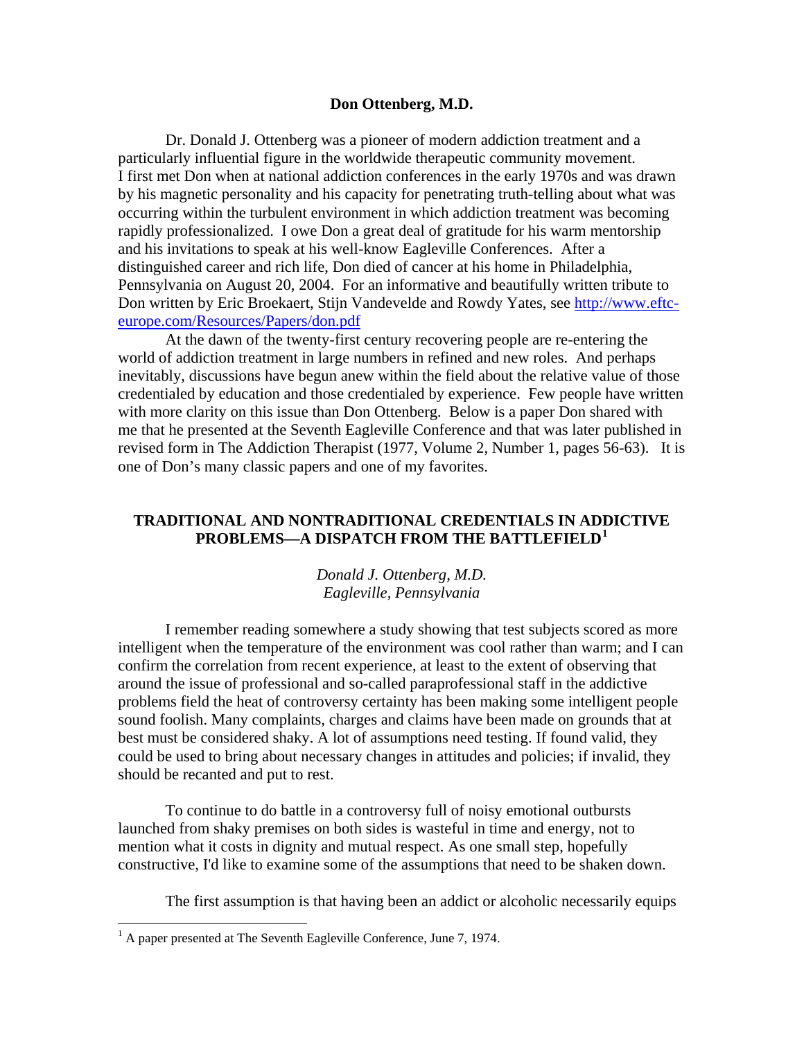**Don Ottenberg, M.D.**

Dr. Donald J. Ottenberg was a pioneer of modern addiction treatment and a particularly influential figure in the worldwide therapeutic community movement. I first met Don when at national addiction conferences in the early 1970s and was drawn by his magnetic personality and his capacity for penetrating truth-telling about what was occurring within the turbulent environment in which addiction treatment was becoming rapidly professionalized. I owe Don a great deal of gratitude for his warm mentorship and his invitations to speak at his well-know Eagleville Conferences. After a distinguished career and rich life, Don died of cancer at his home in Philadelphia, Pennsylvania on August 20, 2004. For an informative and beautifully written tribute to Don written by Eric Broekaert, Stijn Vandevelde and Rowdy Yates, see [http://www.eftc-europe.com/Resources/Papers/don.pdf](http://www.eftc-europe.com/Resources/Papers/don.pdf)

At the dawn of the twenty-first century recovering people are re-entering the world of addiction treatment in large numbers in refined and new roles. And perhaps inevitably, discussions have begun anew within the field about the relative value of those credentialed by education and those credentialed by experience. Few people have written with more clarity on this issue than Don Ottenberg. Below is a paper Don shared with me that he presented at the Seventh Eagleville Conference and that was later published in revised form in The Addiction Therapist (1977, Volume 2, Number 1, pages 56-63). It is one of Don's many classic papers and one of my favorites.

## TRADITIONAL AND NONTRADITIONAL CREDENTIALS IN ADDICTIVE PROBLEMS—A DISPATCH FROM THE BATTLEFIELD[1]

*Donald J. Ottenberg, M.D.*
*Eagleville, Pennsylvania*

I remember reading somewhere a study showing that test subjects scored as more intelligent when the temperature of the environment was cool rather than warm; and I can confirm the correlation from recent experience, at least to the extent of observing that around the issue of professional and so-called paraprofessional staff in the addictive problems field the heat of controversy certainty has been making some intelligent people sound foolish. Many complaints, charges and claims have been made on grounds that at best must be considered shaky. A lot of assumptions need testing. If found valid, they could be used to bring about necessary changes in attitudes and policies; if invalid, they should be recanted and put to rest.

To continue to do battle in a controversy full of noisy emotional outbursts launched from shaky premises on both sides is wasteful in time and energy, not to mention what it costs in dignity and mutual respect. As one small step, hopefully constructive, I'd like to examine some of the assumptions that need to be shaken down.

The first assumption is that having been an addict or alcoholic necessarily equips

[1] A paper presented at The Seventh Eagleville Conference, June 7, 1974.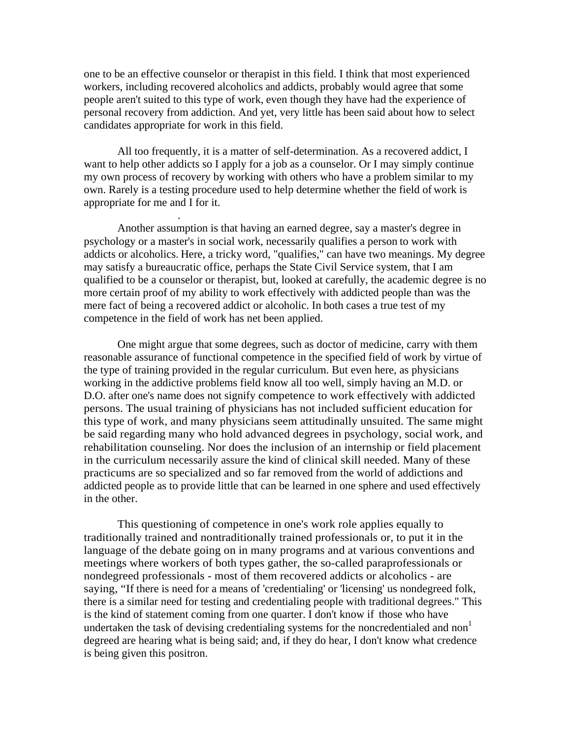one to be an effective counselor or therapist in this field. I think that most experienced workers, including recovered alcoholics and addicts, probably would agree that some people aren't suited to this type of work, even though they have had the experience of personal recovery from addiction. And yet, very little has been said about how to select candidates appropriate for work in this field.

All too frequently, it is a matter of self-determination. As a recovered addict, I want to help other addicts so I apply for a job as a counselor. Or I may simply continue my own process of recovery by working with others who have a problem similar to my own. Rarely is a testing procedure used to help determine whether the field of work is appropriate for me and I for it.

Another assumption is that having an earned degree, say a master's degree in psychology or a master's in social work, necessarily qualifies a person to work with addicts or alcoholics. Here, a tricky word, "qualifies," can have two meanings. My degree may satisfy a bureaucratic office, perhaps the State Civil Service system, that I am qualified to be a counselor or therapist, but, looked at carefully, the academic degree is no more certain proof of my ability to work effectively with addicted people than was the mere fact of being a recovered addict or alcoholic. In both cases a true test of my competence in the field of work has net been applied.

One might argue that some degrees, such as doctor of medicine, carry with them reasonable assurance of functional competence in the specified field of work by virtue of the type of training provided in the regular curriculum. But even here, as physicians working in the addictive problems field know all too well, simply having an M.D. or D.O. after one's name does not signify competence to work effectively with addicted persons. The usual training of physicians has not included sufficient education for this type of work, and many physicians seem attitudinally unsuited. The same might be said regarding many who hold advanced degrees in psychology, social work, and rehabilitation counseling. Nor does the inclusion of an internship or field placement in the curriculum necessarily assure the kind of clinical skill needed. Many of these practicums are so specialized and so far removed from the world of addictions and addicted people as to provide little that can be learned in one sphere and used effectively in the other.

This questioning of competence in one's work role applies equally to traditionally trained and nontraditionally trained professionals or, to put it in the language of the debate going on in many programs and at various conventions and meetings where workers of both types gather, the so-called paraprofessionals or nondegreed professionals - most of them recovered addicts or alcoholics - are saying, "If there is need for a means of 'credentialing' or 'licensing' us nondegreed folk, there is a similar need for testing and credentialing people with traditional degrees." This is the kind of statement coming from one quarter. I don't know if those who have undertaken the task of devising credentialing systems for the noncredentialed and non[1] degreed are hearing what is being said; and, if they do hear, I don't know what credence is being given this positron.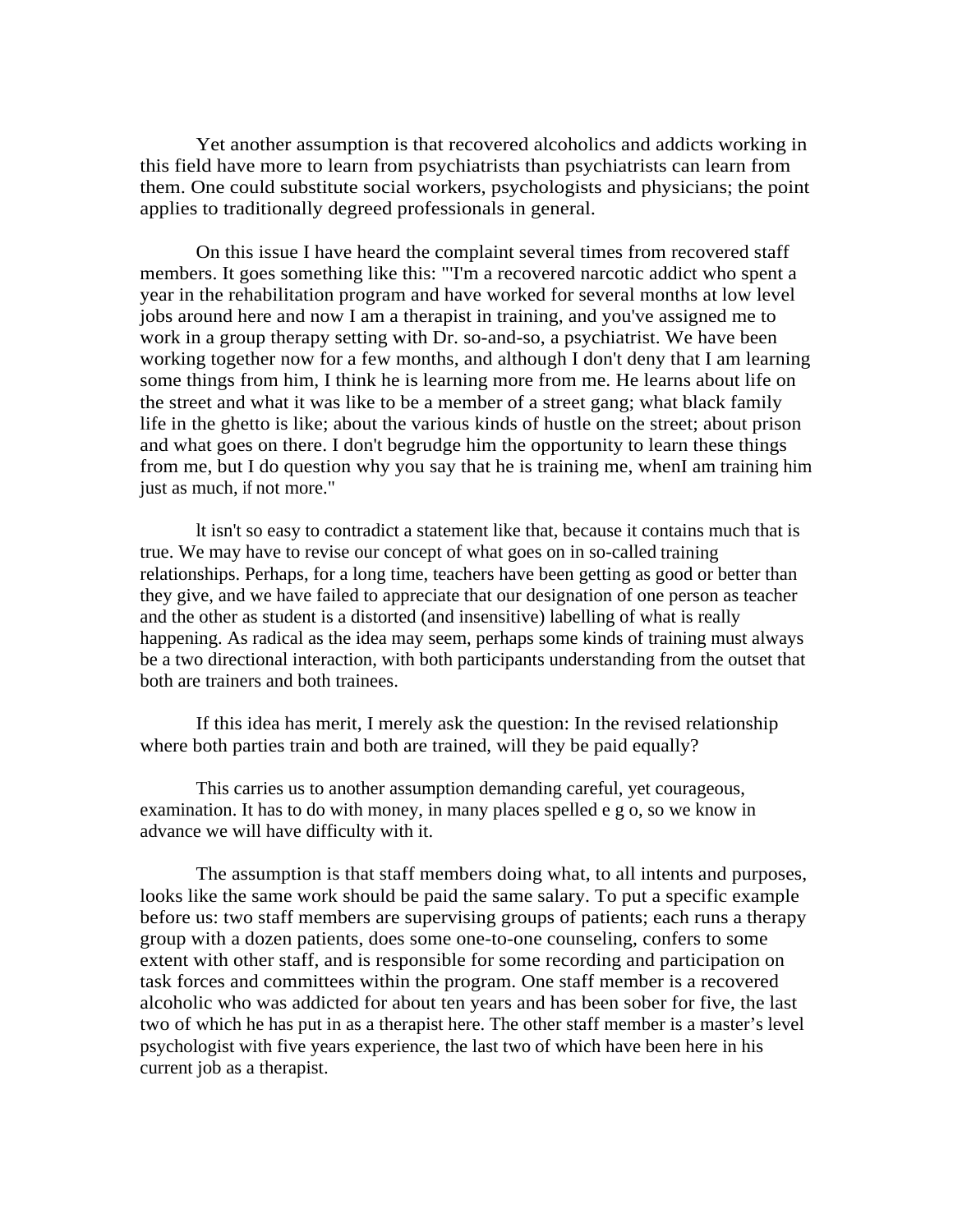Yet another assumption is that recovered alcoholics and addicts working in this field have more to learn from psychiatrists than psychiatrists can learn from them. One could substitute social workers, psychologists and physicians; the point applies to traditionally degreed professionals in general.

On this issue I have heard the complaint several times from recovered staff members. It goes something like this: "'I'm a recovered narcotic addict who spent a year in the rehabilitation program and have worked for several months at low level jobs around here and now I am a therapist in training, and you've assigned me to work in a group therapy setting with Dr. so-and-so, a psychiatrist. We have been working together now for a few months, and although I don't deny that I am learning some things from him, I think he is learning more from me. He learns about life on the street and what it was like to be a member of a street gang; what black family life in the ghetto is like; about the various kinds of hustle on the street; about prison and what goes on there. I don't begrudge him the opportunity to learn these things from me, but I do question why you say that he is training me, whenI am training him just as much, if not more."

lt isn't so easy to contradict a statement like that, because it contains much that is true. We may have to revise our concept of what goes on in so-called training relationships. Perhaps, for a long time, teachers have been getting as good or better than they give, and we have failed to appreciate that our designation of one person as teacher and the other as student is a distorted (and insensitive) labelling of what is really happening. As radical as the idea may seem, perhaps some kinds of training must always be a two directional interaction, with both participants understanding from the outset that both are trainers and both trainees.

If this idea has merit, I merely ask the question: In the revised relationship where both parties train and both are trained, will they be paid equally?

This carries us to another assumption demanding careful, yet courageous, examination. It has to do with money, in many places spelled e g o, so we know in advance we will have difficulty with it.

The assumption is that staff members doing what, to all intents and purposes, looks like the same work should be paid the same salary. To put a specific example before us: two staff members are supervising groups of patients; each runs a therapy group with a dozen patients, does some one-to-one counseling, confers to some extent with other staff, and is responsible for some recording and participation on task forces and committees within the program. One staff member is a recovered alcoholic who was addicted for about ten years and has been sober for five, the last two of which he has put in as a therapist here. The other staff member is a master's level psychologist with five years experience, the last two of which have been here in his current job as a therapist.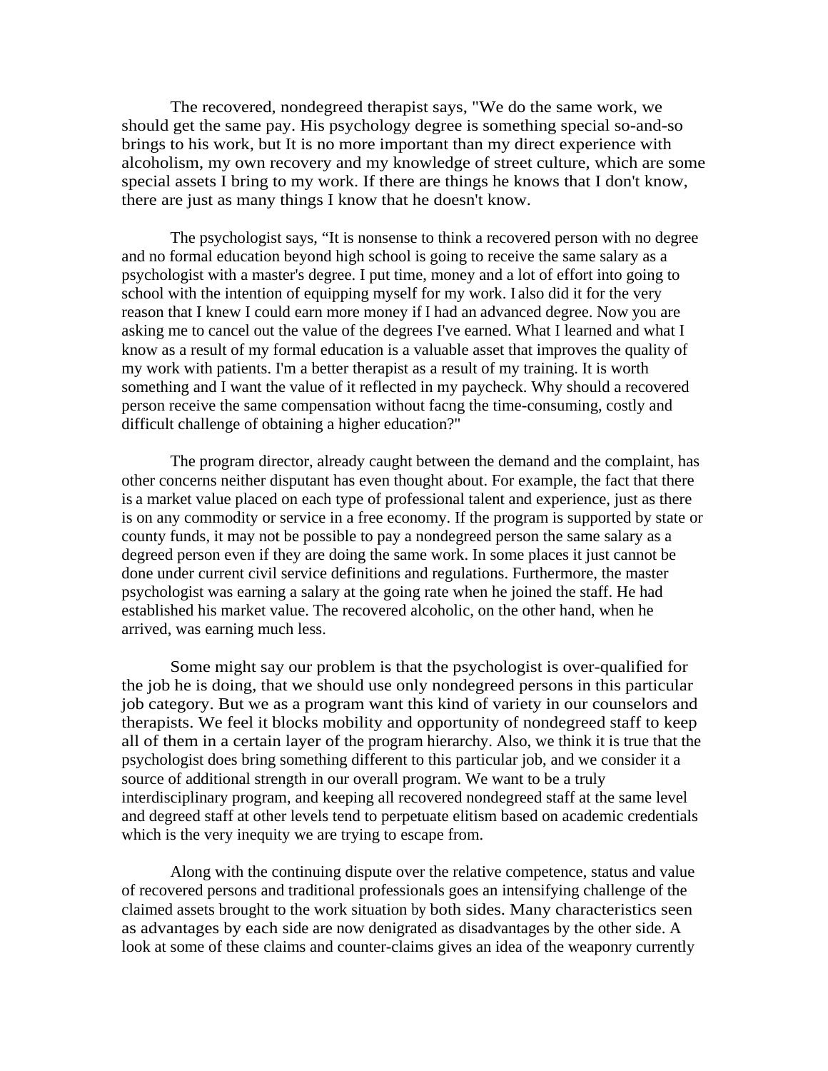The recovered, nondegreed therapist says, "We do the same work, we should get the same pay. His psychology degree is something special so-and-so brings to his work, but It is no more important than my direct experience with alcoholism, my own recovery and my knowledge of street culture, which are some special assets I bring to my work. If there are things he knows that I don't know, there are just as many things I know that he doesn't know.

The psychologist says, "It is nonsense to think a recovered person with no degree and no formal education beyond high school is going to receive the same salary as a psychologist with a master's degree. I put time, money and a lot of effort into going to school with the intention of equipping myself for my work. I also did it for the very reason that I knew I could earn more money if I had an advanced degree. Now you are asking me to cancel out the value of the degrees I've earned. What I learned and what I know as a result of my formal education is a valuable asset that improves the quality of my work with patients. I'm a better therapist as a result of my training. It is worth something and I want the value of it reflected in my paycheck. Why should a recovered person receive the same compensation without facng the time-consuming, costly and difficult challenge of obtaining a higher education?"

The program director, already caught between the demand and the complaint, has other concerns neither disputant has even thought about. For example, the fact that there is a market value placed on each type of professional talent and experience, just as there is on any commodity or service in a free economy. If the program is supported by state or county funds, it may not be possible to pay a nondegreed person the same salary as a degreed person even if they are doing the same work. In some places it just cannot be done under current civil service definitions and regulations. Furthermore, the master psychologist was earning a salary at the going rate when he joined the staff. He had established his market value. The recovered alcoholic, on the other hand, when he arrived, was earning much less.

Some might say our problem is that the psychologist is over-qualified for the job he is doing, that we should use only nondegreed persons in this particular job category. But we as a program want this kind of variety in our counselors and therapists. We feel it blocks mobility and opportunity of nondegreed staff to keep all of them in a certain layer of the program hierarchy. Also, we think it is true that the psychologist does bring something different to this particular job, and we consider it a source of additional strength in our overall program. We want to be a truly interdisciplinary program, and keeping all recovered nondegreed staff at the same level and degreed staff at other levels tend to perpetuate elitism based on academic credentials which is the very inequity we are trying to escape from.

Along with the continuing dispute over the relative competence, status and value of recovered persons and traditional professionals goes an intensifying challenge of the claimed assets brought to the work situation by both sides. Many characteristics seen as advantages by each side are now denigrated as disadvantages by the other side. A look at some of these claims and counter-claims gives an idea of the weaponry currently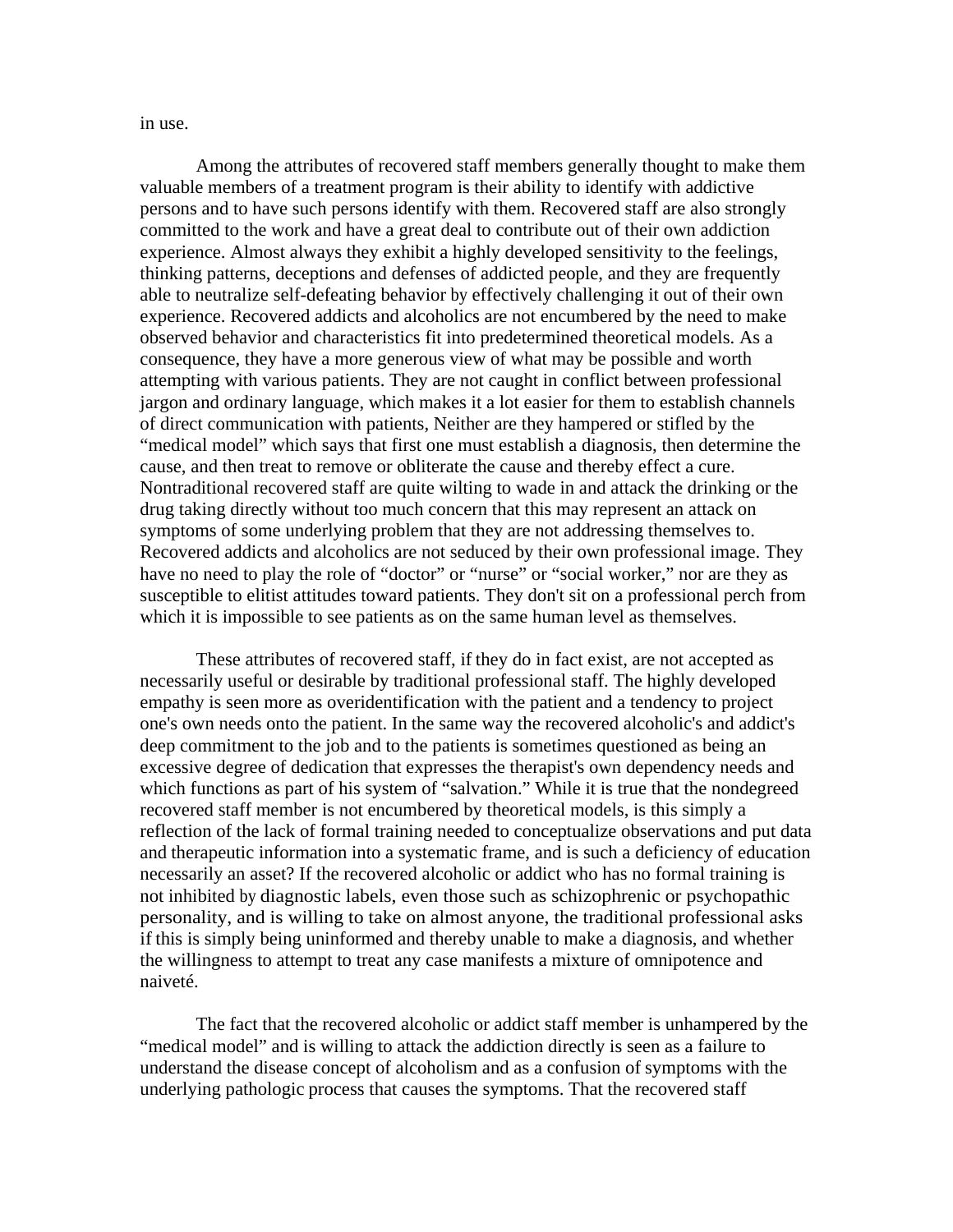in use.

Among the attributes of recovered staff members generally thought to make them valuable members of a treatment program is their ability to identify with addictive persons and to have such persons identify with them. Recovered staff are also strongly committed to the work and have a great deal to contribute out of their own addiction experience. Almost always they exhibit a highly developed sensitivity to the feelings, thinking patterns, deceptions and defenses of addicted people, and they are frequently able to neutralize self-defeating behavior by effectively challenging it out of their own experience. Recovered addicts and alcoholics are not encumbered by the need to make observed behavior and characteristics fit into predetermined theoretical models. As a consequence, they have a more generous view of what may be possible and worth attempting with various patients. They are not caught in conflict between professional jargon and ordinary language, which makes it a lot easier for them to establish channels of direct communication with patients, Neither are they hampered or stifled by the "medical model" which says that first one must establish a diagnosis, then determine the cause, and then treat to remove or obliterate the cause and thereby effect a cure. Nontraditional recovered staff are quite wilting to wade in and attack the drinking or the drug taking directly without too much concern that this may represent an attack on symptoms of some underlying problem that they are not addressing themselves to. Recovered addicts and alcoholics are not seduced by their own professional image. They have no need to play the role of "doctor" or "nurse" or "social worker," nor are they as susceptible to elitist attitudes toward patients. They don't sit on a professional perch from which it is impossible to see patients as on the same human level as themselves.

These attributes of recovered staff, if they do in fact exist, are not accepted as necessarily useful or desirable by traditional professional staff. The highly developed empathy is seen more as overidentification with the patient and a tendency to project one's own needs onto the patient. In the same way the recovered alcoholic's and addict's deep commitment to the job and to the patients is sometimes questioned as being an excessive degree of dedication that expresses the therapist's own dependency needs and which functions as part of his system of "salvation." While it is true that the nondegreed recovered staff member is not encumbered by theoretical models, is this simply a reflection of the lack of formal training needed to conceptualize observations and put data and therapeutic information into a systematic frame, and is such a deficiency of education necessarily an asset? If the recovered alcoholic or addict who has no formal training is not inhibited by diagnostic labels, even those such as schizophrenic or psychopathic personality, and is willing to take on almost anyone, the traditional professional asks if this is simply being uninformed and thereby unable to make a diagnosis, and whether the willingness to attempt to treat any case manifests a mixture of omnipotence and naiveté.

The fact that the recovered alcoholic or addict staff member is unhampered by the "medical model" and is willing to attack the addiction directly is seen as a failure to understand the disease concept of alcoholism and as a confusion of symptoms with the underlying pathologic process that causes the symptoms. That the recovered staff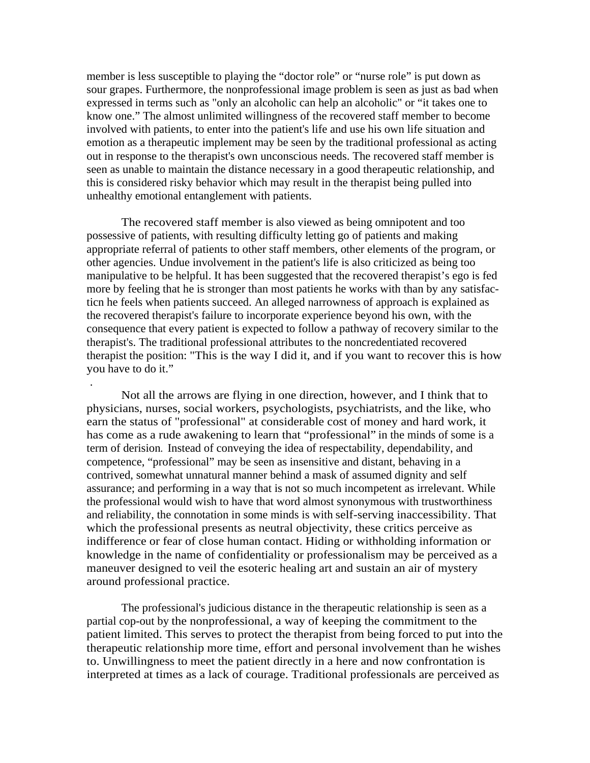member is less susceptible to playing the "doctor role" or "nurse role" is put down as sour grapes. Furthermore, the nonprofessional image problem is seen as just as bad when expressed in terms such as "only an alcoholic can help an alcoholic" or "it takes one to know one." The almost unlimited willingness of the recovered staff member to become involved with patients, to enter into the patient's life and use his own life situation and emotion as a therapeutic implement may be seen by the traditional professional as acting out in response to the therapist's own unconscious needs. The recovered staff member is seen as unable to maintain the distance necessary in a good therapeutic relationship, and this is considered risky behavior which may result in the therapist being pulled into unhealthy emotional entanglement with patients.

The recovered staff member is also viewed as being omnipotent and too possessive of patients, with resulting difficulty letting go of patients and making appropriate referral of patients to other staff members, other elements of the program, or other agencies. Undue involvement in the patient's life is also criticized as being too manipulative to be helpful. It has been suggested that the recovered therapist's ego is fed more by feeling that he is stronger than most patients he works with than by any satisfacticn he feels when patients succeed. An alleged narrowness of approach is explained as the recovered therapist's failure to incorporate experience beyond his own, with the consequence that every patient is expected to follow a pathway of recovery similar to the therapist's. The traditional professional attributes to the noncredentiated recovered therapist the position: "This is the way I did it, and if you want to recover this is how you have to do it."

Not all the arrows are flying in one direction, however, and I think that to physicians, nurses, social workers, psychologists, psychiatrists, and the like, who earn the status of "professional" at considerable cost of money and hard work, it has come as a rude awakening to learn that "professional" in the minds of some is a term of derision. Instead of conveying the idea of respectability, dependability, and competence, "professional" may be seen as insensitive and distant, behaving in a contrived, somewhat unnatural manner behind a mask of assumed dignity and self assurance; and performing in a way that is not so much incompetent as irrelevant. While the professional would wish to have that word almost synonymous with trustworthiness and reliability, the connotation in some minds is with self-serving inaccessibility. That which the professional presents as neutral objectivity, these critics perceive as indifference or fear of close human contact. Hiding or withholding information or knowledge in the name of confidentiality or professionalism may be perceived as a maneuver designed to veil the esoteric healing art and sustain an air of mystery around professional practice.

The professional's judicious distance in the therapeutic relationship is seen as a partial cop-out by the nonprofessional, a way of keeping the commitment to the patient limited. This serves to protect the therapist from being forced to put into the therapeutic relationship more time, effort and personal involvement than he wishes to. Unwillingness to meet the patient directly in a here and now confrontation is interpreted at times as a lack of courage. Traditional professionals are perceived as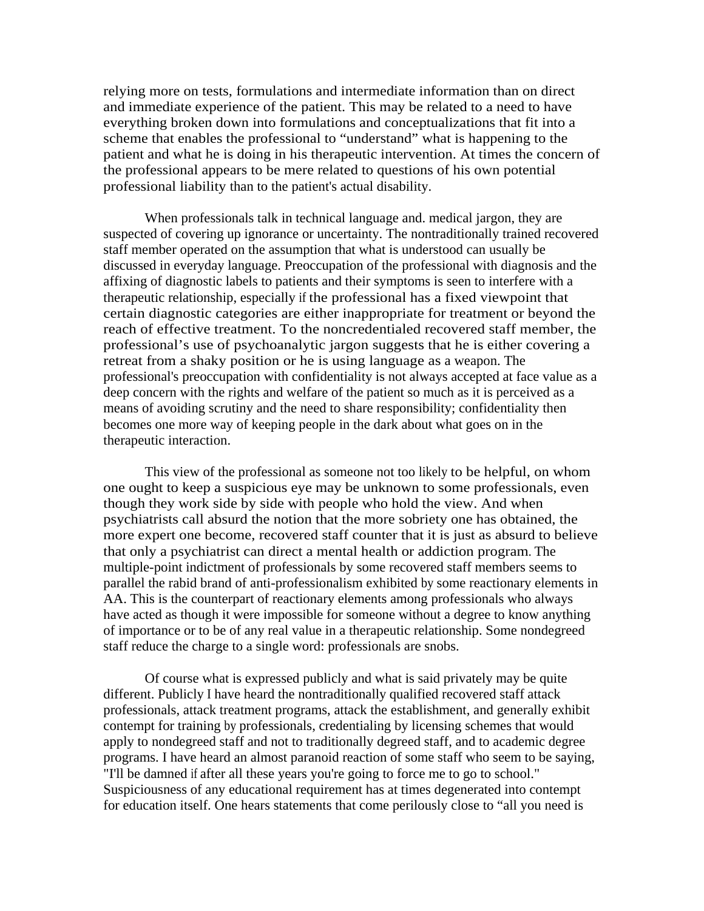relying more on tests, formulations and intermediate information than on direct and immediate experience of the patient. This may be related to a need to have everything broken down into formulations and conceptualizations that fit into a scheme that enables the professional to "understand" what is happening to the patient and what he is doing in his therapeutic intervention. At times the concern of the professional appears to be mere related to questions of his own potential professional liability than to the patient's actual disability.

When professionals talk in technical language and. medical jargon, they are suspected of covering up ignorance or uncertainty. The nontraditionally trained recovered staff member operated on the assumption that what is understood can usually be discussed in everyday language. Preoccupation of the professional with diagnosis and the affixing of diagnostic labels to patients and their symptoms is seen to interfere with a therapeutic relationship, especially if the professional has a fixed viewpoint that certain diagnostic categories are either inappropriate for treatment or beyond the reach of effective treatment. To the noncredentialed recovered staff member, the professional's use of psychoanalytic jargon suggests that he is either covering a retreat from a shaky position or he is using language as a weapon. The professional's preoccupation with confidentiality is not always accepted at face value as a deep concern with the rights and welfare of the patient so much as it is perceived as a means of avoiding scrutiny and the need to share responsibility; confidentiality then becomes one more way of keeping people in the dark about what goes on in the therapeutic interaction.

This view of the professional as someone not too likely to be helpful, on whom one ought to keep a suspicious eye may be unknown to some professionals, even though they work side by side with people who hold the view. And when psychiatrists call absurd the notion that the more sobriety one has obtained, the more expert one become, recovered staff counter that it is just as absurd to believe that only a psychiatrist can direct a mental health or addiction program. The multiple-point indictment of professionals by some recovered staff members seems to parallel the rabid brand of anti-professionalism exhibited by some reactionary elements in AA. This is the counterpart of reactionary elements among professionals who always have acted as though it were impossible for someone without a degree to know anything of importance or to be of any real value in a therapeutic relationship. Some nondegreed staff reduce the charge to a single word: professionals are snobs.

Of course what is expressed publicly and what is said privately may be quite different. Publicly I have heard the nontraditionally qualified recovered staff attack professionals, attack treatment programs, attack the establishment, and generally exhibit contempt for training by professionals, credentialing by licensing schemes that would apply to nondegreed staff and not to traditionally degreed staff, and to academic degree programs. I have heard an almost paranoid reaction of some staff who seem to be saying, "I'll be damned if after all these years you're going to force me to go to school." Suspiciousness of any educational requirement has at times degenerated into contempt for education itself. One hears statements that come perilously close to "all you need is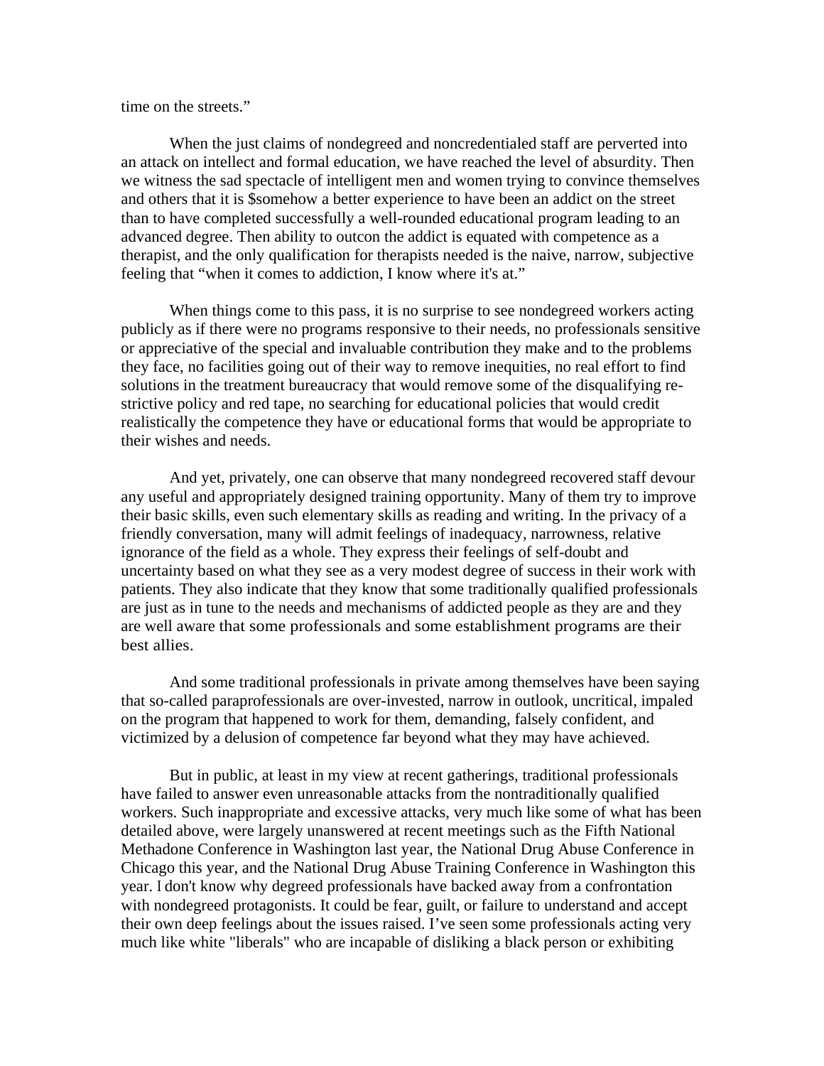time on the streets."

When the just claims of nondegreed and noncredentialed staff are perverted into an attack on intellect and formal education, we have reached the level of absurdity. Then we witness the sad spectacle of intelligent men and women trying to convince themselves and others that it is $somehow a better experience to have been an addict on the street than to have completed successfully a well-rounded educational program leading to an advanced degree. Then ability to outcon the addict is equated with competence as a therapist, and the only qualification for therapists needed is the naive, narrow, subjective feeling that "when it comes to addiction, I know where it's at."

When things come to this pass, it is no surprise to see nondegreed workers acting publicly as if there were no programs responsive to their needs, no professionals sensitive or appreciative of the special and invaluable contribution they make and to the problems they face, no facilities going out of their way to remove inequities, no real effort to find solutions in the treatment bureaucracy that would remove some of the disqualifying restrictive policy and red tape, no searching for educational policies that would credit realistically the competence they have or educational forms that would be appropriate to their wishes and needs.

And yet, privately, one can observe that many nondegreed recovered staff devour any useful and appropriately designed training opportunity. Many of them try to improve their basic skills, even such elementary skills as reading and writing. In the privacy of a friendly conversation, many will admit feelings of inadequacy, narrowness, relative ignorance of the field as a whole. They express their feelings of self-doubt and uncertainty based on what they see as a very modest degree of success in their work with patients. They also indicate that they know that some traditionally qualified professionals are just as in tune to the needs and mechanisms of addicted people as they are and they are well aware that some professionals and some establishment programs are their best allies.

And some traditional professionals in private among themselves have been saying that so-called paraprofessionals are over-invested, narrow in outlook, uncritical, impaled on the program that happened to work for them, demanding, falsely confident, and victimized by a delusion of competence far beyond what they may have achieved.

But in public, at least in my view at recent gatherings, traditional professionals have failed to answer even unreasonable attacks from the nontraditionally qualified workers. Such inappropriate and excessive attacks, very much like some of what has been detailed above, were largely unanswered at recent meetings such as the Fifth National Methadone Conference in Washington last year, the National Drug Abuse Conference in Chicago this year, and the National Drug Abuse Training Conference in Washington this year. I don't know why degreed professionals have backed away from a confrontation with nondegreed protagonists. It could be fear, guilt, or failure to understand and accept their own deep feelings about the issues raised. I've seen some professionals acting very much like white "liberals" who are incapable of disliking a black person or exhibiting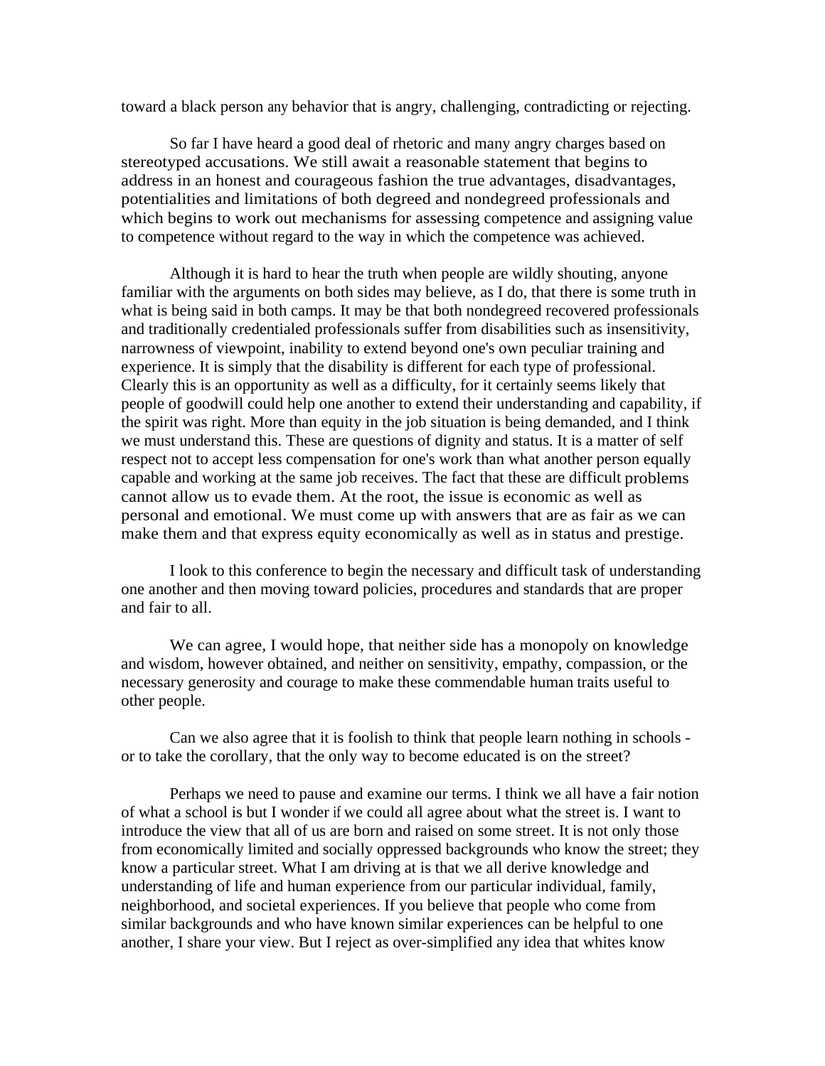toward a black person any behavior that is angry, challenging, contradicting or rejecting.

So far I have heard a good deal of rhetoric and many angry charges based on stereotyped accusations. We still await a reasonable statement that begins to address in an honest and courageous fashion the true advantages, disadvantages, potentialities and limitations of both degreed and nondegreed professionals and which begins to work out mechanisms for assessing competence and assigning value to competence without regard to the way in which the competence was achieved.

Although it is hard to hear the truth when people are wildly shouting, anyone familiar with the arguments on both sides may believe, as I do, that there is some truth in what is being said in both camps. It may be that both nondegreed recovered professionals and traditionally credentialed professionals suffer from disabilities such as insensitivity, narrowness of viewpoint, inability to extend beyond one's own peculiar training and experience. It is simply that the disability is different for each type of professional. Clearly this is an opportunity as well as a difficulty, for it certainly seems likely that people of goodwill could help one another to extend their understanding and capability, if the spirit was right. More than equity in the job situation is being demanded, and I think we must understand this. These are questions of dignity and status. It is a matter of self respect not to accept less compensation for one's work than what another person equally capable and working at the same job receives. The fact that these are difficult problems cannot allow us to evade them. At the root, the issue is economic as well as personal and emotional. We must come up with answers that are as fair as we can make them and that express equity economically as well as in status and prestige.

I look to this conference to begin the necessary and difficult task of understanding one another and then moving toward policies, procedures and standards that are proper and fair to all.

We can agree, I would hope, that neither side has a monopoly on knowledge and wisdom, however obtained, and neither on sensitivity, empathy, compassion, or the necessary generosity and courage to make these commendable human traits useful to other people.

Can we also agree that it is foolish to think that people learn nothing in schools - or to take the corollary, that the only way to become educated is on the street?

Perhaps we need to pause and examine our terms. I think we all have a fair notion of what a school is but I wonder if we could all agree about what the street is. I want to introduce the view that all of us are born and raised on some street. It is not only those from economically limited and socially oppressed backgrounds who know the street; they know a particular street. What I am driving at is that we all derive knowledge and understanding of life and human experience from our particular individual, family, neighborhood, and societal experiences. If you believe that people who come from similar backgrounds and who have known similar experiences can be helpful to one another, I share your view. But I reject as over-simplified any idea that whites know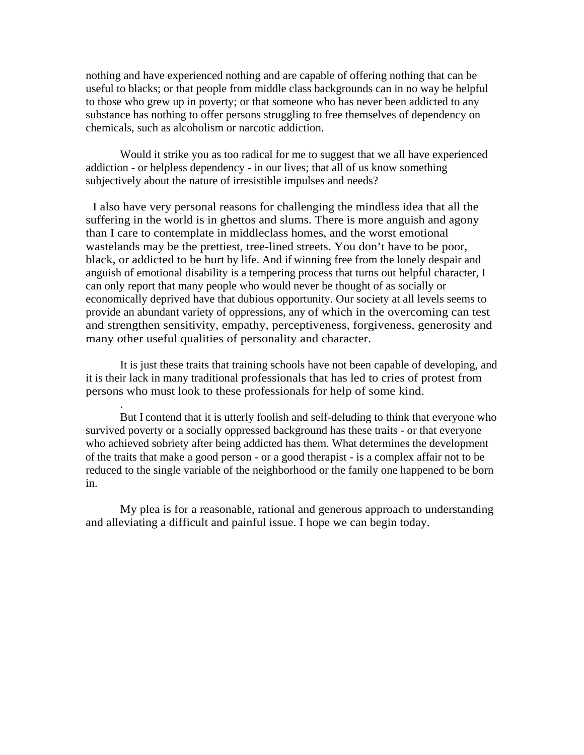nothing and have experienced nothing and are capable of offering nothing that can be useful to blacks; or that people from middle class backgrounds can in no way be helpful to those who grew up in poverty; or that someone who has never been addicted to any substance has nothing to offer persons struggling to free themselves of dependency on chemicals, such as alcoholism or narcotic addiction.

Would it strike you as too radical for me to suggest that we all have experienced addiction - or helpless dependency - in our lives; that all of us know something subjectively about the nature of irresistible impulses and needs?

I also have very personal reasons for challenging the mindless idea that all the suffering in the world is in ghettos and slums. There is more anguish and agony than I care to contemplate in middleclass homes, and the worst emotional wastelands may be the prettiest, tree-lined streets. You don't have to be poor, black, or addicted to be hurt by life. And if winning free from the lonely despair and anguish of emotional disability is a tempering process that turns out helpful character, I can only report that many people who would never be thought of as socially or economically deprived have that dubious opportunity. Our society at all levels seems to provide an abundant variety of oppressions, any of which in the overcoming can test and strengthen sensitivity, empathy, perceptiveness, forgiveness, generosity and many other useful qualities of personality and character.

It is just these traits that training schools have not been capable of developing, and it is their lack in many traditional professionals that has led to cries of protest from persons who must look to these professionals for help of some kind.

.

But I contend that it is utterly foolish and self-deluding to think that everyone who survived poverty or a socially oppressed background has these traits - or that everyone who achieved sobriety after being addicted has them. What determines the development of the traits that make a good person - or a good therapist - is a complex affair not to be reduced to the single variable of the neighborhood or the family one happened to be born in.

My plea is for a reasonable, rational and generous approach to understanding and alleviating a difficult and painful issue. I hope we can begin today.